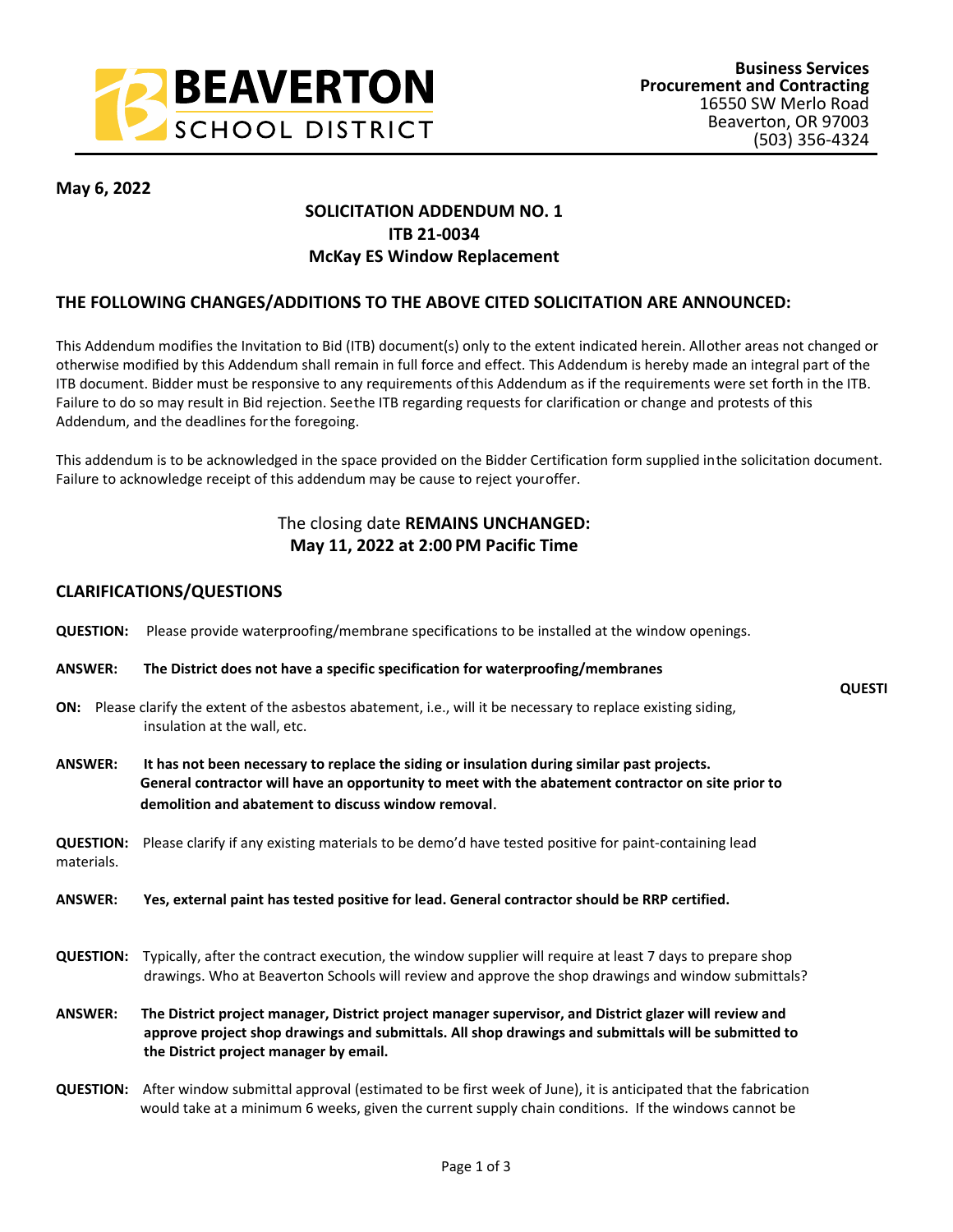**Business Services**
**Procurement and Contracting**
16550 SW Merlo Road
Beaverton, OR 97003
(503) 356-4324

**May 6, 2022**

**SOLICITATION ADDENDUM NO. 1**
**ITB 21-0034**
**McKay ES Window Replacement**

## THE FOLLOWING CHANGES/ADDITIONS TO THE ABOVE CITED SOLICITATION ARE ANNOUNCED:

This Addendum modifies the Invitation to Bid (ITB) document(s) only to the extent indicated herein. All other areas not changed or otherwise modified by this Addendum shall remain in full force and effect. This Addendum is hereby made an integral part of the ITB document. Bidder must be responsive to any requirements of this Addendum as if the requirements were set forth in the ITB. Failure to do so may result in Bid rejection. See the ITB regarding requests for clarification or change and protests of this Addendum, and the deadlines for the foregoing.

This addendum is to be acknowledged in the space provided on the Bidder Certification form supplied in the solicitation document. Failure to acknowledge receipt of this addendum may be cause to reject your offer.

The closing date **REMAINS UNCHANGED:**
**May 11, 2022 at 2:00 PM Pacific Time**

## CLARIFICATIONS/QUESTIONS

**QUESTION:** Please provide waterproofing/membrane specifications to be installed at the window openings.

**ANSWER:** **The District does not have a specific specification for waterproofing/membranes**

**QUESTION:** Please clarify the extent of the asbestos abatement, i.e., will it be necessary to replace existing siding, insulation at the wall, etc.

**ANSWER:** **It has not been necessary to replace the siding or insulation during similar past projects. General contractor will have an opportunity to meet with the abatement contractor on site prior to demolition and abatement to discuss window removal.**

**QUESTION:** Please clarify if any existing materials to be demo'd have tested positive for paint-containing lead materials.

**ANSWER:** **Yes, external paint has tested positive for lead. General contractor should be RRP certified.**

**QUESTION:** Typically, after the contract execution, the window supplier will require at least 7 days to prepare shop drawings. Who at Beaverton Schools will review and approve the shop drawings and window submittals?

**ANSWER:** **The District project manager, District project manager supervisor, and District glazer will review and approve project shop drawings and submittals. All shop drawings and submittals will be submitted to the District project manager by email.**

**QUESTION:** After window submittal approval (estimated to be first week of June), it is anticipated that the fabrication would take at a minimum 6 weeks, given the current supply chain conditions. If the windows cannot be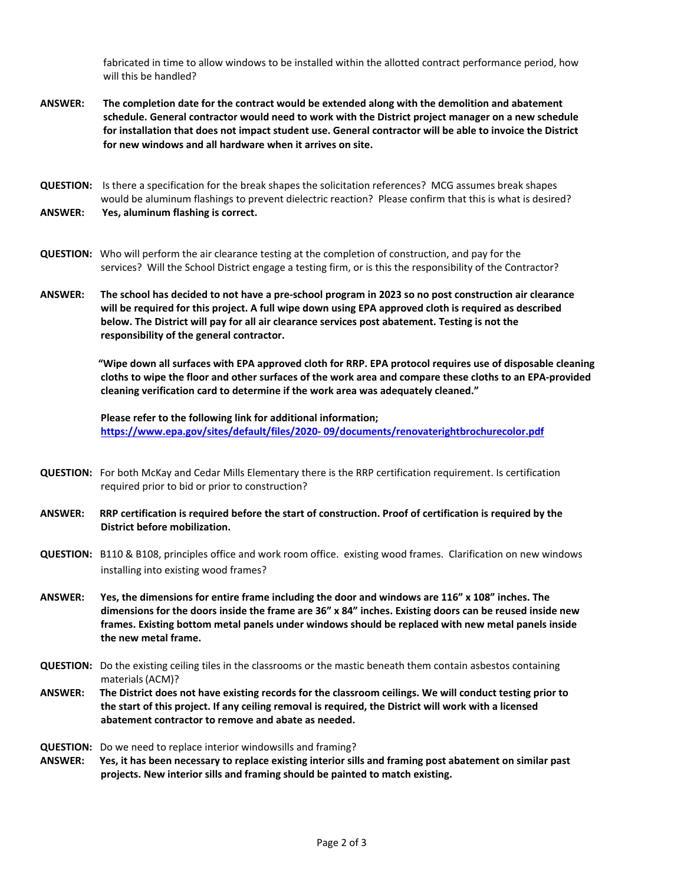fabricated in time to allow windows to be installed within the allotted contract performance period, how will this be handled?

**ANSWER:** **The completion date for the contract would be extended along with the demolition and abatement schedule. General contractor would need to work with the District project manager on a new schedule for installation that does not impact student use. General contractor will be able to invoice the District for new windows and all hardware when it arrives on site.**

**QUESTION:** Is there a specification for the break shapes the solicitation references? MCG assumes break shapes would be aluminum flashings to prevent dielectric reaction? Please confirm that this is what is desired?

**ANSWER:** **Yes, aluminum flashing is correct.**

**QUESTION:** Who will perform the air clearance testing at the completion of construction, and pay for the services? Will the School District engage a testing firm, or is this the responsibility of the Contractor?

**ANSWER:** **The school has decided to not have a pre-school program in 2023 so no post construction air clearance will be required for this project. A full wipe down using EPA approved cloth is required as described below. The District will pay for all air clearance services post abatement. Testing is not the responsibility of the general contractor.**

**"Wipe down all surfaces with EPA approved cloth for RRP. EPA protocol requires use of disposable cleaning cloths to wipe the floor and other surfaces of the work area and compare these cloths to an EPA-provided cleaning verification card to determine if the work area was adequately cleaned."**

**Please refer to the following link for additional information;**
**https://www.epa.gov/sites/default/files/2020- 09/documents/renovaterightbrochurecolor.pdf**

**QUESTION:** For both McKay and Cedar Mills Elementary there is the RRP certification requirement. Is certification required prior to bid or prior to construction?

**ANSWER:** **RRP certification is required before the start of construction. Proof of certification is required by the District before mobilization.**

**QUESTION:** B110 & B108, principles office and work room office. existing wood frames. Clarification on new windows installing into existing wood frames?

**ANSWER:** **Yes, the dimensions for entire frame including the door and windows are 116" x 108" inches. The dimensions for the doors inside the frame are 36" x 84" inches. Existing doors can be reused inside new frames. Existing bottom metal panels under windows should be replaced with new metal panels inside the new metal frame.**

**QUESTION:** Do the existing ceiling tiles in the classrooms or the mastic beneath them contain asbestos containing materials (ACM)?

**ANSWER:** **The District does not have existing records for the classroom ceilings. We will conduct testing prior to the start of this project. If any ceiling removal is required, the District will work with a licensed abatement contractor to remove and abate as needed.**

**QUESTION:** Do we need to replace interior windowsills and framing?

**ANSWER:** **Yes, it has been necessary to replace existing interior sills and framing post abatement on similar past projects. New interior sills and framing should be painted to match existing.**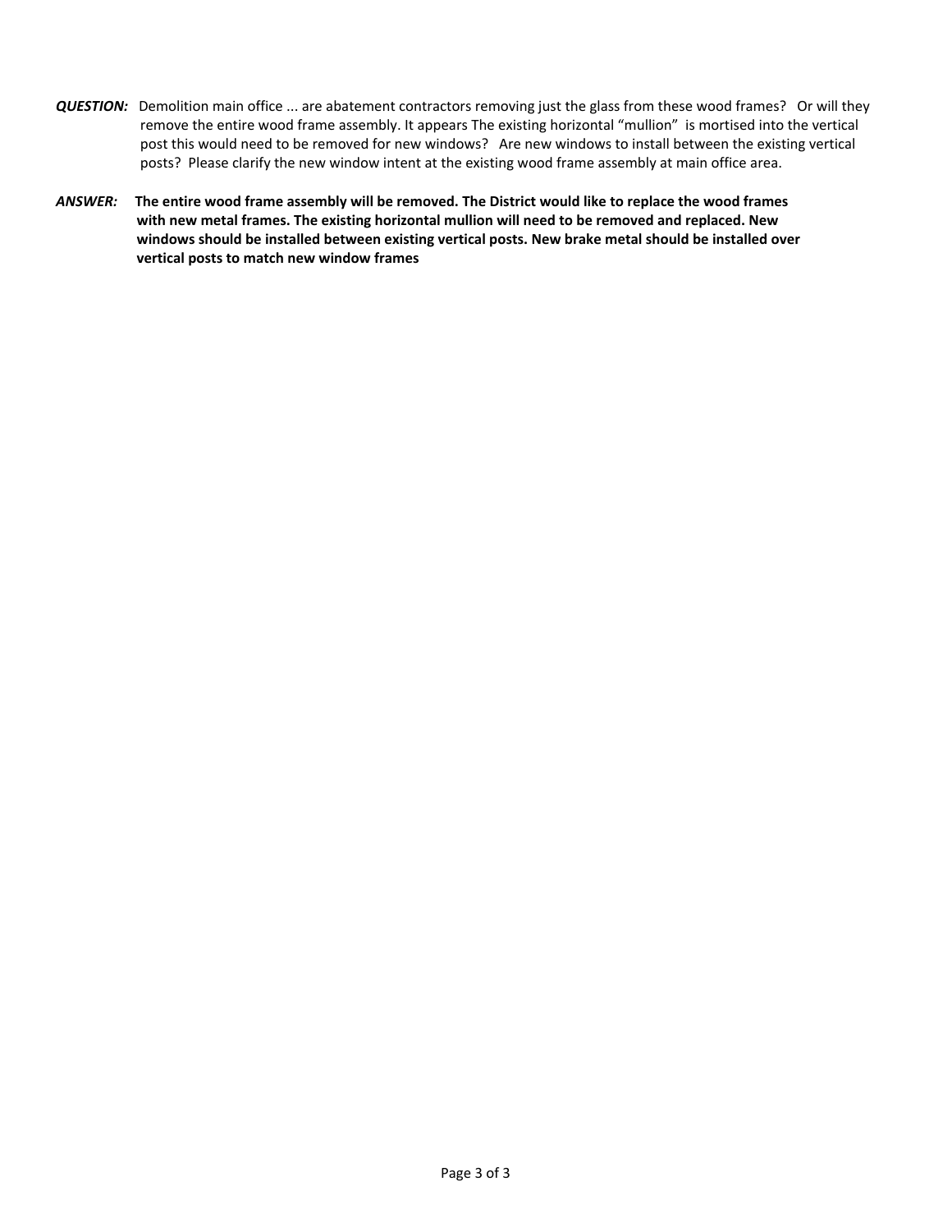***QUESTION:*** Demolition main office ... are abatement contractors removing just the glass from these wood frames? Or will they remove the entire wood frame assembly. It appears The existing horizontal "mullion" is mortised into the vertical post this would need to be removed for new windows? Are new windows to install between the existing vertical posts? Please clarify the new window intent at the existing wood frame assembly at main office area.

***ANSWER:*** **The entire wood frame assembly will be removed. The District would like to replace the wood frames with new metal frames. The existing horizontal mullion will need to be removed and replaced. New windows should be installed between existing vertical posts. New brake metal should be installed over vertical posts to match new window frames**